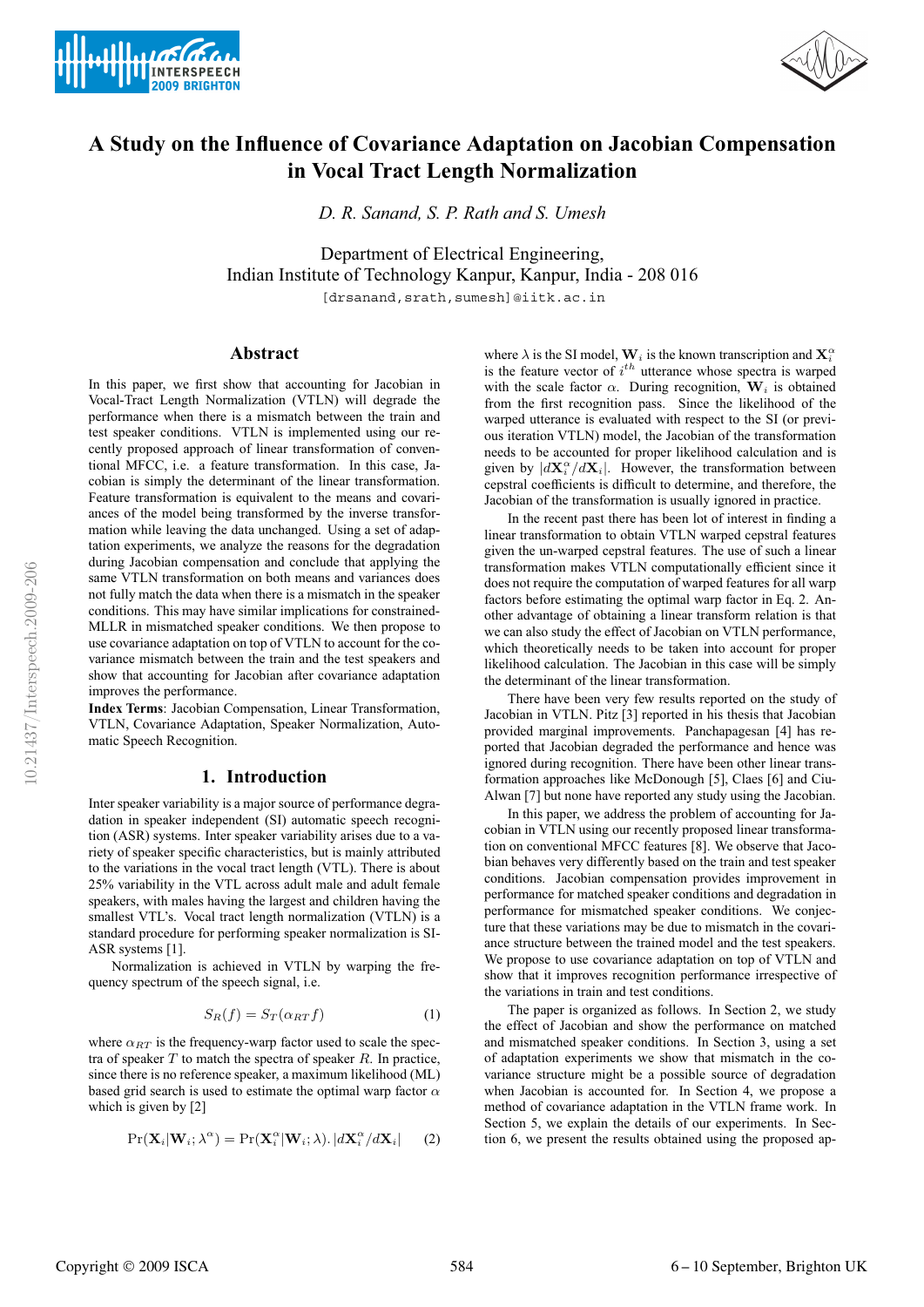# A Study on the Influence of Covariance Adaptation on Jacobian Compensation in Vocal Tract Length Normalization

*D. R. Sanand, S. P. Rath and S. Umesh*

Department of Electrical Engineering,
Indian Institute of Technology Kanpur, Kanpur, India - 208 016

[drsanand,srath,sumesh]@iitk.ac.in

## Abstract

In this paper, we first show that accounting for Jacobian in Vocal-Tract Length Normalization (VTLN) will degrade the performance when there is a mismatch between the train and test speaker conditions. VTLN is implemented using our recently proposed approach of linear transformation of conventional MFCC, i.e. a feature transformation. In this case, Jacobian is simply the determinant of the linear transformation. Feature transformation is equivalent to the means and covariances of the model being transformed by the inverse transformation while leaving the data unchanged. Using a set of adaptation experiments, we analyze the reasons for the degradation during Jacobian compensation and conclude that applying the same VTLN transformation on both means and variances does not fully match the data when there is a mismatch in the speaker conditions. This may have similar implications for constrained-MLLR in mismatched speaker conditions. We then propose to use covariance adaptation on top of VTLN to account for the covariance mismatch between the train and the test speakers and show that accounting for Jacobian after covariance adaptation improves the performance.

**Index Terms**: Jacobian Compensation, Linear Transformation, VTLN, Covariance Adaptation, Speaker Normalization, Automatic Speech Recognition.

## 1. Introduction

Inter speaker variability is a major source of performance degradation in speaker independent (SI) automatic speech recognition (ASR) systems. Inter speaker variability arises due to a variety of speaker specific characteristics, but is mainly attributed to the variations in the vocal tract length (VTL). There is about 25% variability in the VTL across adult male and adult female speakers, with males having the largest and children having the smallest VTL's. Vocal tract length normalization (VTLN) is a standard procedure for performing speaker normalization is SI-ASR systems [1].

Normalization is achieved in VTLN by warping the frequency spectrum of the speech signal, i.e.

$$S_R(f) = S_T(\alpha_{RT} f) \tag{1}$$

where $\alpha_{RT}$ is the frequency-warp factor used to scale the spectra of speaker $T$ to match the spectra of speaker $R$. In practice, since there is no reference speaker, a maximum likelihood (ML) based grid search is used to estimate the optimal warp factor $\alpha$ which is given by [2]

$$\Pr(\mathbf{X}_i|\mathbf{W}_i;\lambda^\alpha) = \Pr(\mathbf{X}_i^\alpha|\mathbf{W}_i;\lambda).\,|d\mathbf{X}_i^\alpha/d\mathbf{X}_i| \tag{2}$$

where $\lambda$ is the SI model, $\mathbf{W}_i$ is the known transcription and $\mathbf{X}_i^\alpha$ is the feature vector of $i^{th}$ utterance whose spectra is warped with the scale factor $\alpha$. During recognition, $\mathbf{W}_i$ is obtained from the first recognition pass. Since the likelihood of the warped utterance is evaluated with respect to the SI (or previous iteration VTLN) model, the Jacobian of the transformation needs to be accounted for proper likelihood calculation and is given by $|d\mathbf{X}_i^\alpha/d\mathbf{X}_i|$. However, the transformation between cepstral coefficients is difficult to determine, and therefore, the Jacobian of the transformation is usually ignored in practice.

In the recent past there has been lot of interest in finding a linear transformation to obtain VTLN warped cepstral features given the un-warped cepstral features. The use of such a linear transformation makes VTLN computationally efficient since it does not require the computation of warped features for all warp factors before estimating the optimal warp factor in Eq. 2. Another advantage of obtaining a linear transform relation is that we can also study the effect of Jacobian on VTLN performance, which theoretically needs to be taken into account for proper likelihood calculation. The Jacobian in this case will be simply the determinant of the linear transformation.

There have been very few results reported on the study of Jacobian in VTLN. Pitz [3] reported in his thesis that Jacobian provided marginal improvements. Panchapagesan [4] has reported that Jacobian degraded the performance and hence was ignored during recognition. There have been other linear transformation approaches like McDonough [5], Claes [6] and Cui-Alwan [7] but none have reported any study using the Jacobian.

In this paper, we address the problem of accounting for Jacobian in VTLN using our recently proposed linear transformation on conventional MFCC features [8]. We observe that Jacobian behaves very differently based on the train and test speaker conditions. Jacobian compensation provides improvement in performance for matched speaker conditions and degradation in performance for mismatched speaker conditions. We conjecture that these variations may be due to mismatch in the covariance structure between the trained model and the test speakers. We propose to use covariance adaptation on top of VTLN and show that it improves recognition performance irrespective of the variations in train and test conditions.

The paper is organized as follows. In Section 2, we study the effect of Jacobian and show the performance on matched and mismatched speaker conditions. In Section 3, using a set of adaptation experiments we show that mismatch in the covariance structure might be a possible source of degradation when Jacobian is accounted for. In Section 4, we propose a method of covariance adaptation in the VTLN frame work. In Section 5, we explain the details of our experiments. In Section 6, we present the results obtained using the proposed ap-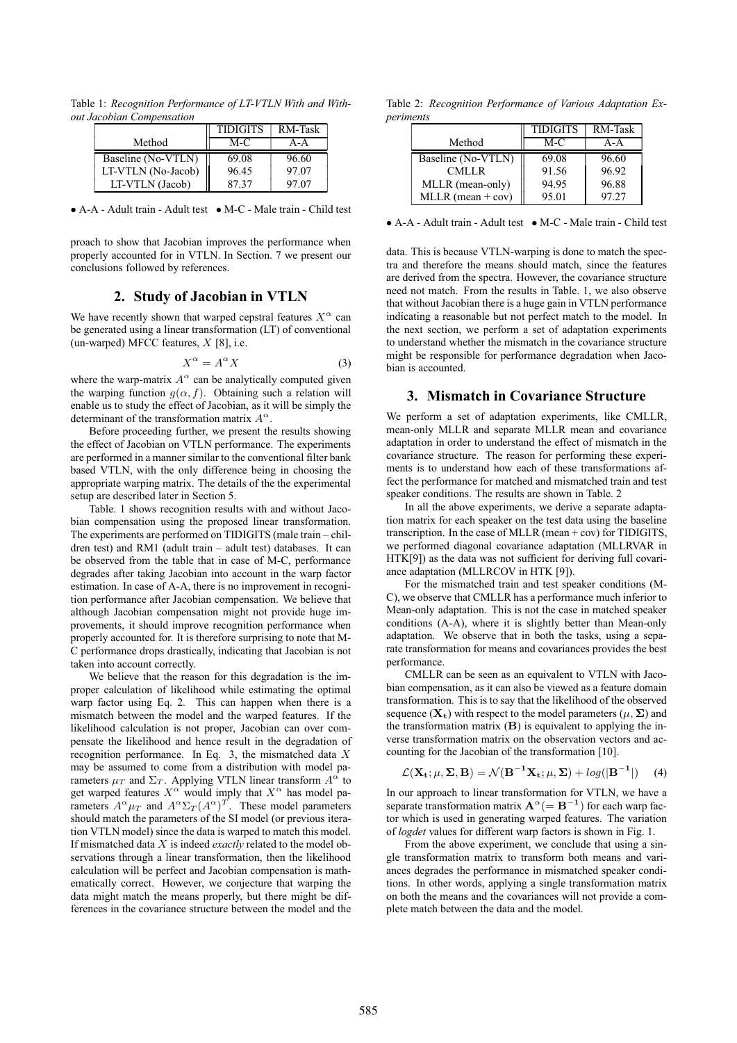Table 1: *Recognition Performance of LT-VTLN With and Without Jacobian Compensation*

| Method | TIDIGITS | RM-Task |
|---|---|---|
| | M-C | A-A |
| Baseline (No-VTLN) | 69.08 | 96.60 |
| LT-VTLN (No-Jacob) | 96.45 | 97.07 |
| LT-VTLN (Jacob) | 87.37 | 97.07 |

• A-A - Adult train - Adult test • M-C - Male train - Child test

proach to show that Jacobian improves the performance when properly accounted for in VTLN. In Section. 7 we present our conclusions followed by references.

## 2. Study of Jacobian in VTLN

We have recently shown that warped cepstral features $X^\alpha$ can be generated using a linear transformation (LT) of conventional (un-warped) MFCC features, $X$ [8], i.e.

$$X^\alpha = A^\alpha X \tag{3}$$

where the warp-matrix $A^\alpha$ can be analytically computed given the warping function $g(\alpha, f)$. Obtaining such a relation will enable us to study the effect of Jacobian, as it will be simply the determinant of the transformation matrix $A^\alpha$.

Before proceeding further, we present the results showing the effect of Jacobian on VTLN performance. The experiments are performed in a manner similar to the conventional filter bank based VTLN, with the only difference being in choosing the appropriate warping matrix. The details of the the experimental setup are described later in Section 5.

Table. 1 shows recognition results with and without Jacobian compensation using the proposed linear transformation. The experiments are performed on TIDIGITS (male train – children test) and RM1 (adult train – adult test) databases. It can be observed from the table that in case of M-C, performance degrades after taking Jacobian into account in the warp factor estimation. In case of A-A, there is no improvement in recognition performance after Jacobian compensation. We believe that although Jacobian compensation might not provide huge improvements, it should improve recognition performance when properly accounted for. It is therefore surprising to note that M-C performance drops drastically, indicating that Jacobian is not taken into account correctly.

We believe that the reason for this degradation is the improper calculation of likelihood while estimating the optimal warp factor using Eq. 2. This can happen when there is a mismatch between the model and the warped features. If the likelihood calculation is not proper, Jacobian can over compensate the likelihood and hence result in the degradation of recognition performance. In Eq. 3, the mismatched data $X$ may be assumed to come from a distribution with model parameters $\mu_T$ and $\Sigma_T$. Applying VTLN linear transform $A^\alpha$ to get warped features $X^\alpha$ would imply that $X^\alpha$ has model parameters $A^\alpha \mu_T$ and $A^\alpha \Sigma_T (A^\alpha)^T$. These model parameters should match the parameters of the SI model (or previous iteration VTLN model) since the data is warped to match this model. If mismatched data $X$ is indeed *exactly* related to the model observations through a linear transformation, then the likelihood calculation will be perfect and Jacobian compensation is mathematically correct. However, we conjecture that warping the data might match the means properly, but there might be differences in the covariance structure between the model and the data. This is because VTLN-warping is done to match the spectra and therefore the means should match, since the features are derived from the spectra. However, the covariance structure need not match. From the results in Table. 1, we also observe that without Jacobian there is a huge gain in VTLN performance indicating a reasonable but not perfect match to the model. In the next section, we perform a set of adaptation experiments to understand whether the mismatch in the covariance structure might be responsible for performance degradation when Jacobian is accounted.

Table 2: *Recognition Performance of Various Adaptation Experiments*

| Method | TIDIGITS | RM-Task |
|---|---|---|
| | M-C | A-A |
| Baseline (No-VTLN) | 69.08 | 96.60 |
| CMLLR | 91.56 | 96.92 |
| MLLR (mean-only) | 94.95 | 96.88 |
| MLLR (mean + cov) | 95.01 | 97.27 |

• A-A - Adult train - Adult test • M-C - Male train - Child test

## 3. Mismatch in Covariance Structure

We perform a set of adaptation experiments, like CMLLR, mean-only MLLR and separate MLLR mean and covariance adaptation in order to understand the effect of mismatch in the covariance structure. The reason for performing these experiments is to understand how each of these transformations affect the performance for matched and mismatched train and test speaker conditions. The results are shown in Table. 2

In all the above experiments, we derive a separate adaptation matrix for each speaker on the test data using the baseline transcription. In the case of MLLR (mean + cov) for TIDIGITS, we performed diagonal covariance adaptation (MLLRVAR in HTK[9]) as the data was not sufficient for deriving full covariance adaptation (MLLRCOV in HTK [9]).

For the mismatched train and test speaker conditions (M-C), we observe that CMLLR has a performance much inferior to Mean-only adaptation. This is not the case in matched speaker conditions (A-A), where it is slightly better than Mean-only adaptation. We observe that in both the tasks, using a separate transformation for means and covariances provides the best performance.

CMLLR can be seen as an equivalent to VTLN with Jacobian compensation, as it can also be viewed as a feature domain transformation. This is to say that the likelihood of the observed sequence ($\mathbf{X_t}$) with respect to the model parameters ($\mu, \mathbf{\Sigma}$) and the transformation matrix ($\mathbf{B}$) is equivalent to applying the inverse transformation matrix on the observation vectors and accounting for the Jacobian of the transformation [10].

$$\mathcal{L}(\mathbf{X_t}; \mu, \mathbf{\Sigma}, \mathbf{B}) = \mathcal{N}(\mathbf{B^{-1} X_t}; \mu, \mathbf{\Sigma}) + log(|\mathbf{B^{-1}}|) \tag{4}$$

In our approach to linear transformation for VTLN, we have a separate transformation matrix $\mathbf{A}^\alpha (= \mathbf{B^{-1}})$ for each warp factor which is used in generating warped features. The variation of *logdet* values for different warp factors is shown in Fig. 1.

From the above experiment, we conclude that using a single transformation matrix to transform both means and variances degrades the performance in mismatched speaker conditions. In other words, applying a single transformation matrix on both the means and the covariances will not provide a complete match between the data and the model.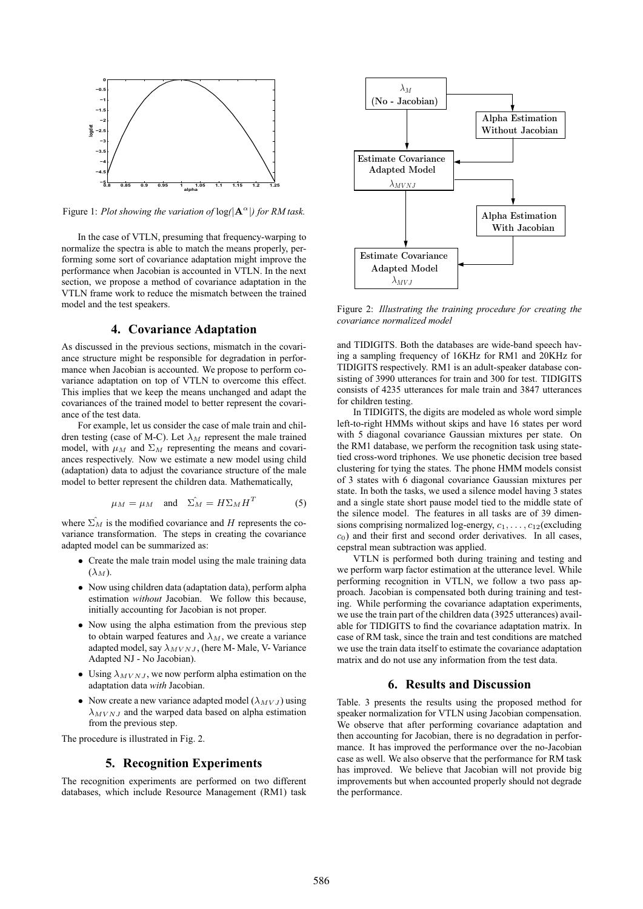Figure 1: *Plot showing the variation of* $\log(|\mathbf{A}^{\alpha}|)$ *for RM task.*

In the case of VTLN, presuming that frequency-warping to normalize the spectra is able to match the means properly, performing some sort of covariance adaptation might improve the performance when Jacobian is accounted in VTLN. In the next section, we propose a method of covariance adaptation in the VTLN frame work to reduce the mismatch between the trained model and the test speakers.

## 4. Covariance Adaptation

As discussed in the previous sections, mismatch in the covariance structure might be responsible for degradation in performance when Jacobian is accounted. We propose to perform covariance adaptation on top of VTLN to overcome this effect. This implies that we keep the means unchanged and adapt the covariances of the trained model to better represent the covariance of the test data.

For example, let us consider the case of male train and children testing (case of M-C). Let $\lambda_M$ represent the male trained model, with $\mu_M$ and $\Sigma_M$ representing the means and covariances respectively. Now we estimate a new model using child (adaptation) data to adjust the covariance structure of the male model to better represent the children data. Mathematically,

$$\hat{\mu_M} = \mu_M \quad \text{and} \quad \hat{\Sigma_M} = H\Sigma_M H^T \tag{5}$$

where $\hat{\Sigma_M}$ is the modified covariance and $H$ represents the covariance transformation. The steps in creating the covariance adapted model can be summarized as:

- Create the male train model using the male training data ($\lambda_M$).
- Now using children data (adaptation data), perform alpha estimation *without* Jacobian. We follow this because, initially accounting for Jacobian is not proper.
- Now using the alpha estimation from the previous step to obtain warped features and $\lambda_M$, we create a variance adapted model, say $\lambda_{MVNJ}$, (here M- Male, V- Variance Adapted NJ - No Jacobian).
- Using $\lambda_{MVNJ}$, we now perform alpha estimation on the adaptation data *with* Jacobian.
- Now create a new variance adapted model ($\lambda_{MVJ}$) using $\lambda_{MVNJ}$ and the warped data based on alpha estimation from the previous step.

The procedure is illustrated in Fig. 2.

Figure 2: *Illustrating the training procedure for creating the covariance normalized model*

## 5. Recognition Experiments

The recognition experiments are performed on two different databases, which include Resource Management (RM1) task and TIDIGITS. Both the databases are wide-band speech having a sampling frequency of 16KHz for RM1 and 20KHz for TIDIGITS respectively. RM1 is an adult-speaker database consisting of 3990 utterances for train and 300 for test. TIDIGITS consists of 4235 utterances for male train and 3847 utterances for children testing.

In TIDIGITS, the digits are modeled as whole word simple left-to-right HMMs without skips and have 16 states per word with 5 diagonal covariance Gaussian mixtures per state. On the RM1 database, we perform the recognition task using state-tied cross-word triphones. We use phonetic decision tree based clustering for tying the states. The phone HMM models consist of 3 states with 6 diagonal covariance Gaussian mixtures per state. In both the tasks, we used a silence model having 3 states and a single state short pause model tied to the middle state of the silence model. The features in all tasks are of 39 dimensions comprising normalized log-energy, $c_1, \ldots, c_{12}$(excluding $c_0$) and their first and second order derivatives. In all cases, cepstral mean subtraction was applied.

VTLN is performed both during training and testing and we perform warp factor estimation at the utterance level. While performing recognition in VTLN, we follow a two pass approach. Jacobian is compensated both during training and testing. While performing the covariance adaptation experiments, we use the train part of the children data (3925 utterances) available for TIDIGITS to find the covariance adaptation matrix. In case of RM task, since the train and test conditions are matched we use the train data itself to estimate the covariance adaptation matrix and do not use any information from the test data.

## 6. Results and Discussion

Table. 3 presents the results using the proposed method for speaker normalization for VTLN using Jacobian compensation. We observe that after performing covariance adaptation and then accounting for Jacobian, there is no degradation in performance. It has improved the performance over the no-Jacobian case as well. We also observe that the performance for RM task has improved. We believe that Jacobian will not provide big improvements but when accounted properly should not degrade the performance.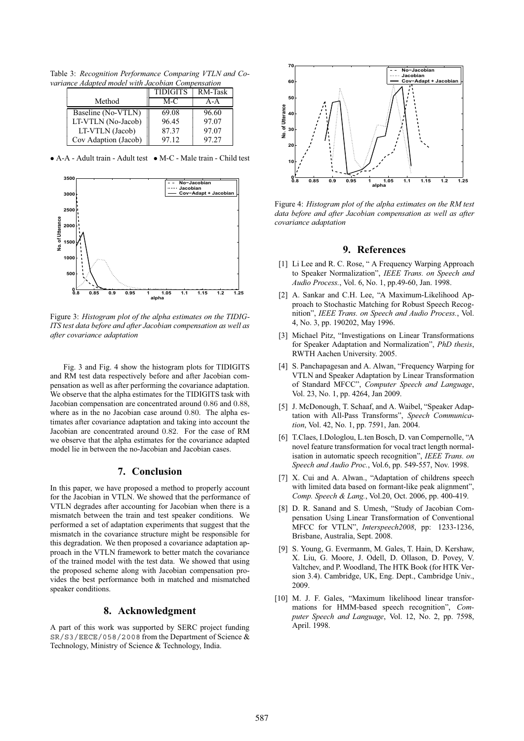Table 3: *Recognition Performance Comparing VTLN and Covariance Adapted model with Jacobian Compensation*

| Method | TIDIGITS | RM-Task |
|---|---|---|
| | M-C | A-A |
| Baseline (No-VTLN) | 69.08 | 96.60 |
| LT-VTLN (No-Jacob) | 96.45 | 97.07 |
| LT-VTLN (Jacob) | 87.37 | 97.07 |
| Cov Adaption (Jacob) | 97.12 | 97.27 |

• A-A - Adult train - Adult test • M-C - Male train - Child test

No–Jacobian
Jacobian
Cov–Adapt + Jacobian
No. of Utterance
alpha
0
500
1000
1500
2000
2500
3000
3500
0.8
0.85
0.9
0.95
1
1.05
1.1
1.15
1.2
1.25

Figure 3: *Histogram plot of the alpha estimates on the TIDIGITS test data before and after Jacobian compensation as well as after covariance adaptation*

Fig. 3 and Fig. 4 show the histogram plots for TIDIGITS and RM test data respectively before and after Jacobian compensation as well as after performing the covariance adaptation. We observe that the alpha estimates for the TIDIGITS task with Jacobian compensation are concentrated around 0.86 and 0.88, where as in the no Jacobian case around 0.80. The alpha estimates after covariance adaptation and taking into account the Jacobian are concentrated around 0.82. For the case of RM we observe that the alpha estimates for the covariance adapted model lie in between the no-Jacobian and Jacobian cases.

## 7. Conclusion

In this paper, we have proposed a method to properly account for the Jacobian in VTLN. We showed that the performance of VTLN degrades after accounting for Jacobian when there is a mismatch between the train and test speaker conditions. We performed a set of adaptation experiments that suggest that the mismatch in the covariance structure might be responsible for this degradation. We then proposed a covariance adaptation approach in the VTLN framework to better match the covariance of the trained model with the test data. We showed that using the proposed scheme along with Jacobian compensation provides the best performance both in matched and mismatched speaker conditions.

## 8. Acknowledgment

A part of this work was supported by SERC project funding `SR/S3/EECE/058/2008` from the Department of Science & Technology, Ministry of Science & Technology, India.

No–Jacobian
Jacobian
Cov–Adapt + Jacobian
No. of Utterance
alpha
0
10
20
30
40
50
60
70
0.8
0.85
0.9
0.95
1
1.05
1.1
1.15
1.2
1.25

Figure 4: *Histogram plot of the alpha estimates on the RM test data before and after Jacobian compensation as well as after covariance adaptation*

## 9. References

[1] Li Lee and R. C. Rose, " A Frequency Warping Approach to Speaker Normalization", *IEEE Trans. on Speech and Audio Process.*, Vol. 6, No. 1, pp.49-60, Jan. 1998.

[2] A. Sankar and C.H. Lee, "A Maximum-Likelihood Approach to Stochastic Matching for Robust Speech Recognition", *IEEE Trans. on Speech and Audio Process.*, Vol. 4, No. 3, pp. 190202, May 1996.

[3] Michael Pitz, "Investigations on Linear Transformations for Speaker Adaptation and Normalization", *PhD thesis*, RWTH Aachen University. 2005.

[4] S. Panchapagesan and A. Alwan, "Frequency Warping for VTLN and Speaker Adaptation by Linear Transformation of Standard MFCC", *Computer Speech and Language*, Vol. 23, No. 1, pp. 4264, Jan 2009.

[5] J. McDonough, T. Schaaf, and A. Waibel, "Speaker Adaptation with All-Pass Transforms", *Speech Communication*, Vol. 42, No. 1, pp. 7591, Jan. 2004.

[6] T.Claes, I.Dologlou, L.ten Bosch, D. van Compernolle, "A novel feature transformation for vocal tract length normalisation in automatic speech recognition", *IEEE Trans. on Speech and Audio Proc.*, Vol.6, pp. 549-557, Nov. 1998.

[7] X. Cui and A. Alwan., "Adaptation of childrens speech with limited data based on formant-like peak alignment", *Comp. Speech & Lang.*, Vol.20, Oct. 2006, pp. 400-419.

[8] D. R. Sanand and S. Umesh, "Study of Jacobian Compensation Using Linear Transformation of Conventional MFCC for VTLN", *Interspeech2008*, pp: 1233-1236, Brisbane, Australia, Sept. 2008.

[9] S. Young, G. Evermanm, M. Gales, T. Hain, D. Kershaw, X. Liu, G. Moore, J. Odell, D. Ollason, D. Povey, V. Valtchev, and P. Woodland, The HTK Book (for HTK Version 3.4). Cambridge, UK, Eng. Dept., Cambridge Univ., 2009.

[10] M. J. F. Gales, "Maximum likelihood linear transformations for HMM-based speech recognition", *Computer Speech and Language*, Vol. 12, No. 2, pp. 7598, April. 1998.